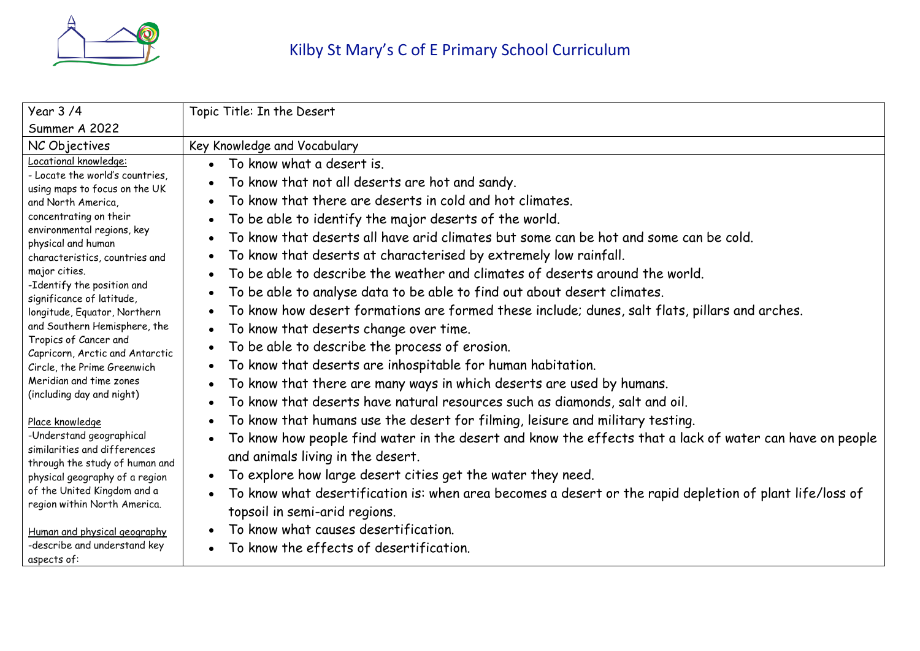# Kilby St Mary's C of E Primary School Curriculum

| Year 3 /4<br>Summer A 2022 | Topic Title: In the Desert |
|---|---|
| NC Objectives | Key Knowledge and Vocabulary |
| <u>Locational knowledge:</u><br>- Locate the world's countries, using maps to focus on the UK and North America, concentrating on their environmental regions, key physical and human characteristics, countries and major cities.<br>-Identify the position and significance of latitude, longitude, Equator, Northern and Southern Hemisphere, the Tropics of Cancer and Capricorn, Arctic and Antarctic Circle, the Prime Greenwich Meridian and time zones (including day and night)<br><br><u>Place knowledge</u><br>-Understand geographical similarities and differences through the study of human and physical geography of a region of the United Kingdom and a region within North America.<br><br><u>Human and physical geography</u><br>-describe and understand key aspects of: | • To know what a desert is.<br>• To know that not all deserts are hot and sandy.<br>• To know that there are deserts in cold and hot climates.<br>• To be able to identify the major deserts of the world.<br>• To know that deserts all have arid climates but some can be hot and some can be cold.<br>• To know that deserts at characterised by extremely low rainfall.<br>• To be able to describe the weather and climates of deserts around the world.<br>• To be able to analyse data to be able to find out about desert climates.<br>• To know how desert formations are formed these include; dunes, salt flats, pillars and arches.<br>• To know that deserts change over time.<br>• To be able to describe the process of erosion.<br>• To know that deserts are inhospitable for human habitation.<br>• To know that there are many ways in which deserts are used by humans.<br>• To know that deserts have natural resources such as diamonds, salt and oil.<br>• To know that humans use the desert for filming, leisure and military testing.<br>• To know how people find water in the desert and know the effects that a lack of water can have on people and animals living in the desert.<br>• To explore how large desert cities get the water they need.<br>• To know what desertification is: when area becomes a desert or the rapid depletion of plant life/loss of topsoil in semi-arid regions.<br>• To know what causes desertification.<br>• To know the effects of desertification. |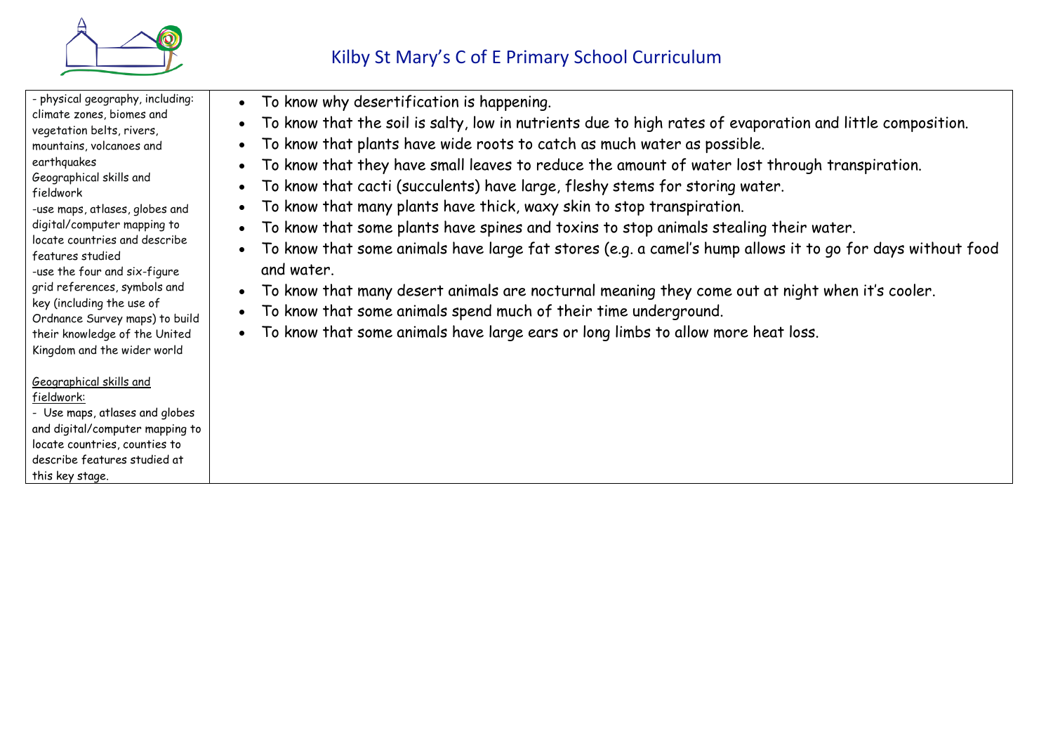| | |
|---|---|
| - physical geography, including: climate zones, biomes and vegetation belts, rivers, mountains, volcanoes and earthquakes<br>Geographical skills and fieldwork<br>-use maps, atlases, globes and digital/computer mapping to locate countries and describe features studied<br>-use the four and six-figure grid references, symbols and key (including the use of Ordnance Survey maps) to build their knowledge of the United Kingdom and the wider world<br><br><u>Geographical skills and fieldwork:</u><br>- Use maps, atlases and globes and digital/computer mapping to locate countries, counties to describe features studied at this key stage. | • To know why desertification is happening.<br>• To know that the soil is salty, low in nutrients due to high rates of evaporation and little composition.<br>• To know that plants have wide roots to catch as much water as possible.<br>• To know that they have small leaves to reduce the amount of water lost through transpiration.<br>• To know that cacti (succulents) have large, fleshy stems for storing water.<br>• To know that many plants have thick, waxy skin to stop transpiration.<br>• To know that some plants have spines and toxins to stop animals stealing their water.<br>• To know that some animals have large fat stores (e.g. a camel's hump allows it to go for days without food and water.<br>• To know that many desert animals are nocturnal meaning they come out at night when it's cooler.<br>• To know that some animals spend much of their time underground.<br>• To know that some animals have large ears or long limbs to allow more heat loss. |